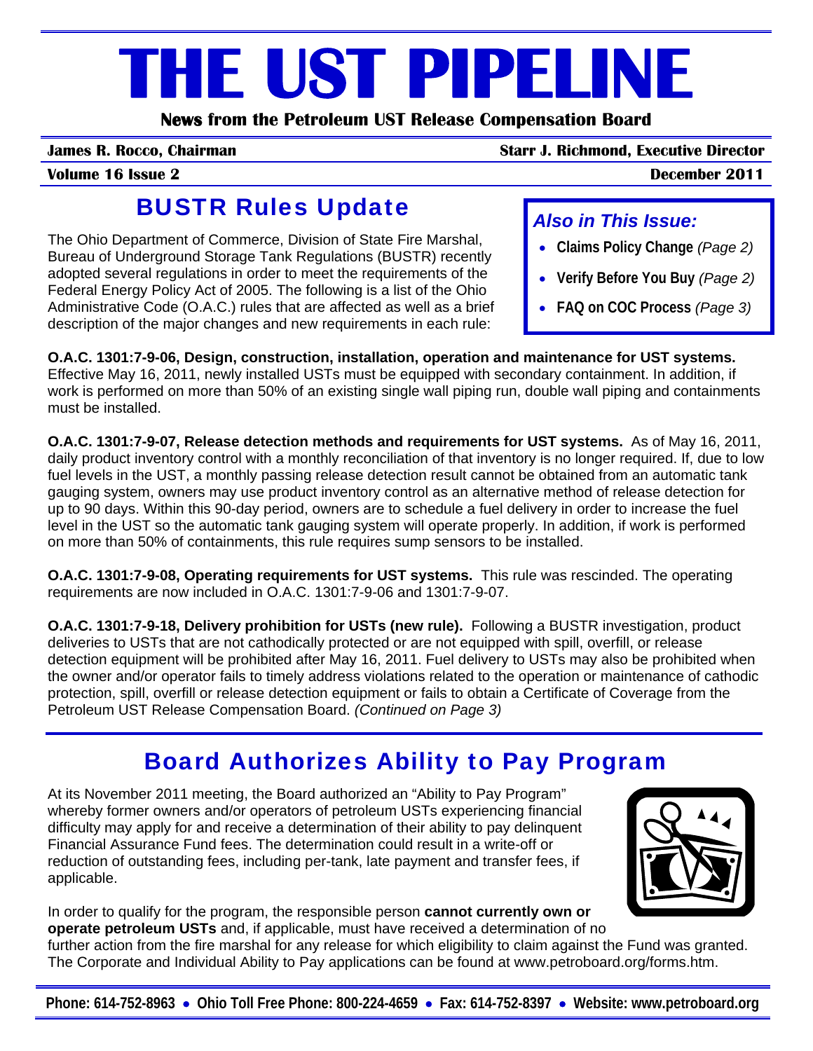# THE UST PIPELINE

**News from the Petroleum UST Release Compensation Board**

**James R. Rocco, Chairman** | **Starr J. Richmond, Executive Director**

**Volume 16 Issue 2** | **December 2011**

## BUSTR Rules Update

The Ohio Department of Commerce, Division of State Fire Marshal, Bureau of Underground Storage Tank Regulations (BUSTR) recently adopted several regulations in order to meet the requirements of the Federal Energy Policy Act of 2005. The following is a list of the Ohio Administrative Code (O.A.C.) rules that are affected as well as a brief description of the major changes and new requirements in each rule:

> ***Also in This Issue:***
>
> - **Claims Policy Change** *(Page 2)*
> - **Verify Before You Buy** *(Page 2)*
> - **FAQ on COC Process** *(Page 3)*

**O.A.C. 1301:7-9-06, Design, construction, installation, operation and maintenance for UST systems.** Effective May 16, 2011, newly installed USTs must be equipped with secondary containment. In addition, if work is performed on more than 50% of an existing single wall piping run, double wall piping and containments must be installed.

**O.A.C. 1301:7-9-07, Release detection methods and requirements for UST systems.** As of May 16, 2011, daily product inventory control with a monthly reconciliation of that inventory is no longer required. If, due to low fuel levels in the UST, a monthly passing release detection result cannot be obtained from an automatic tank gauging system, owners may use product inventory control as an alternative method of release detection for up to 90 days. Within this 90-day period, owners are to schedule a fuel delivery in order to increase the fuel level in the UST so the automatic tank gauging system will operate properly. In addition, if work is performed on more than 50% of containments, this rule requires sump sensors to be installed.

**O.A.C. 1301:7-9-08, Operating requirements for UST systems.** This rule was rescinded. The operating requirements are now included in O.A.C. 1301:7-9-06 and 1301:7-9-07.

**O.A.C. 1301:7-9-18, Delivery prohibition for USTs (new rule).** Following a BUSTR investigation, product deliveries to USTs that are not cathodically protected or are not equipped with spill, overfill, or release detection equipment will be prohibited after May 16, 2011. Fuel delivery to USTs may also be prohibited when the owner and/or operator fails to timely address violations related to the operation or maintenance of cathodic protection, spill, overfill or release detection equipment or fails to obtain a Certificate of Coverage from the Petroleum UST Release Compensation Board. *(Continued on Page 3)*

## Board Authorizes Ability to Pay Program

At its November 2011 meeting, the Board authorized an "Ability to Pay Program" whereby former owners and/or operators of petroleum USTs experiencing financial difficulty may apply for and receive a determination of their ability to pay delinquent Financial Assurance Fund fees. The determination could result in a write-off or reduction of outstanding fees, including per-tank, late payment and transfer fees, if applicable.

In order to qualify for the program, the responsible person **cannot currently own or operate petroleum USTs** and, if applicable, must have received a determination of no further action from the fire marshal for any release for which eligibility to claim against the Fund was granted. The Corporate and Individual Ability to Pay applications can be found at www.petroboard.org/forms.htm.

**Phone: 614-752-8963 • Ohio Toll Free Phone: 800-224-4659 • Fax: 614-752-8397 • Website: www.petroboard.org**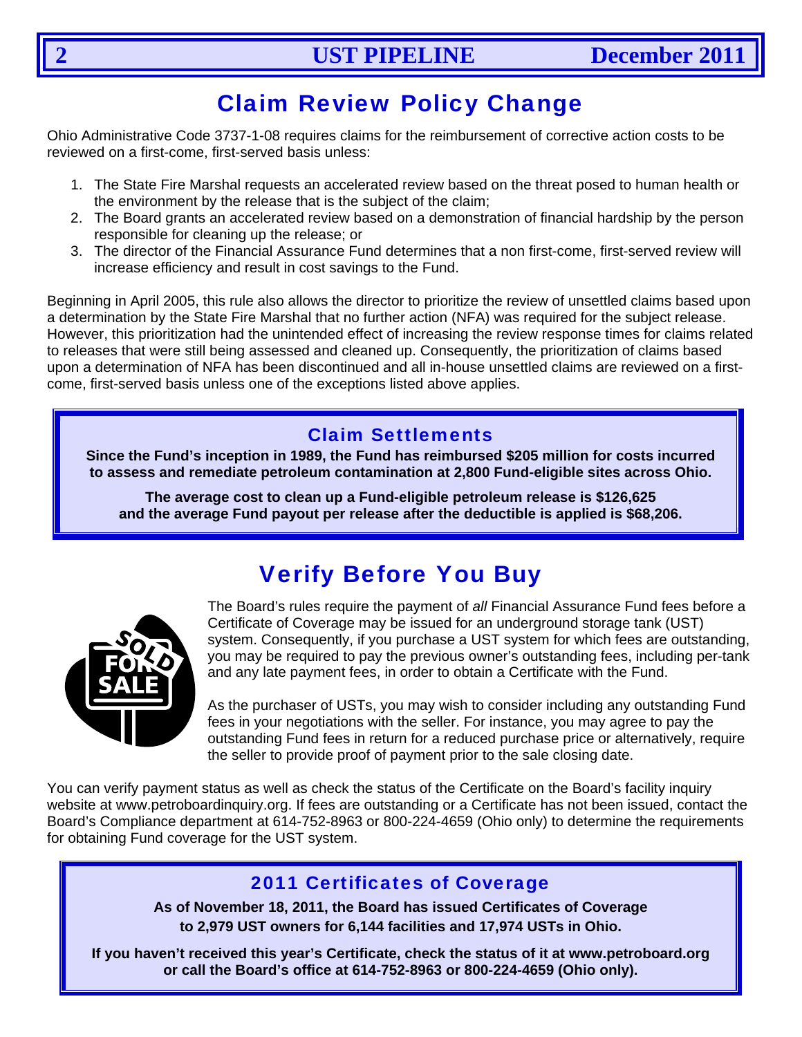## Claim Review Policy Change

Ohio Administrative Code 3737-1-08 requires claims for the reimbursement of corrective action costs to be reviewed on a first-come, first-served basis unless:

1. The State Fire Marshal requests an accelerated review based on the threat posed to human health or the environment by the release that is the subject of the claim;
2. The Board grants an accelerated review based on a demonstration of financial hardship by the person responsible for cleaning up the release; or
3. The director of the Financial Assurance Fund determines that a non first-come, first-served review will increase efficiency and result in cost savings to the Fund.

Beginning in April 2005, this rule also allows the director to prioritize the review of unsettled claims based upon a determination by the State Fire Marshal that no further action (NFA) was required for the subject release. However, this prioritization had the unintended effect of increasing the review response times for claims related to releases that were still being assessed and cleaned up. Consequently, the prioritization of claims based upon a determination of NFA has been discontinued and all in-house unsettled claims are reviewed on a first-come, first-served basis unless one of the exceptions listed above applies.

### Claim Settlements

**Since the Fund's inception in 1989, the Fund has reimbursed $205 million for costs incurred to assess and remediate petroleum contamination at 2,800 Fund-eligible sites across Ohio.**

**The average cost to clean up a Fund-eligible petroleum release is $126,625 and the average Fund payout per release after the deductible is applied is $68,206.**

## Verify Before You Buy

The Board's rules require the payment of *all* Financial Assurance Fund fees before a Certificate of Coverage may be issued for an underground storage tank (UST) system. Consequently, if you purchase a UST system for which fees are outstanding, you may be required to pay the previous owner's outstanding fees, including per-tank and any late payment fees, in order to obtain a Certificate with the Fund.

As the purchaser of USTs, you may wish to consider including any outstanding Fund fees in your negotiations with the seller. For instance, you may agree to pay the outstanding Fund fees in return for a reduced purchase price or alternatively, require the seller to provide proof of payment prior to the sale closing date.

You can verify payment status as well as check the status of the Certificate on the Board's facility inquiry website at www.petroboardinquiry.org. If fees are outstanding or a Certificate has not been issued, contact the Board's Compliance department at 614-752-8963 or 800-224-4659 (Ohio only) to determine the requirements for obtaining Fund coverage for the UST system.

### 2011 Certificates of Coverage

**As of November 18, 2011, the Board has issued Certificates of Coverage to 2,979 UST owners for 6,144 facilities and 17,974 USTs in Ohio.**

**If you haven't received this year's Certificate, check the status of it at www.petroboard.org or call the Board's office at 614-752-8963 or 800-224-4659 (Ohio only).**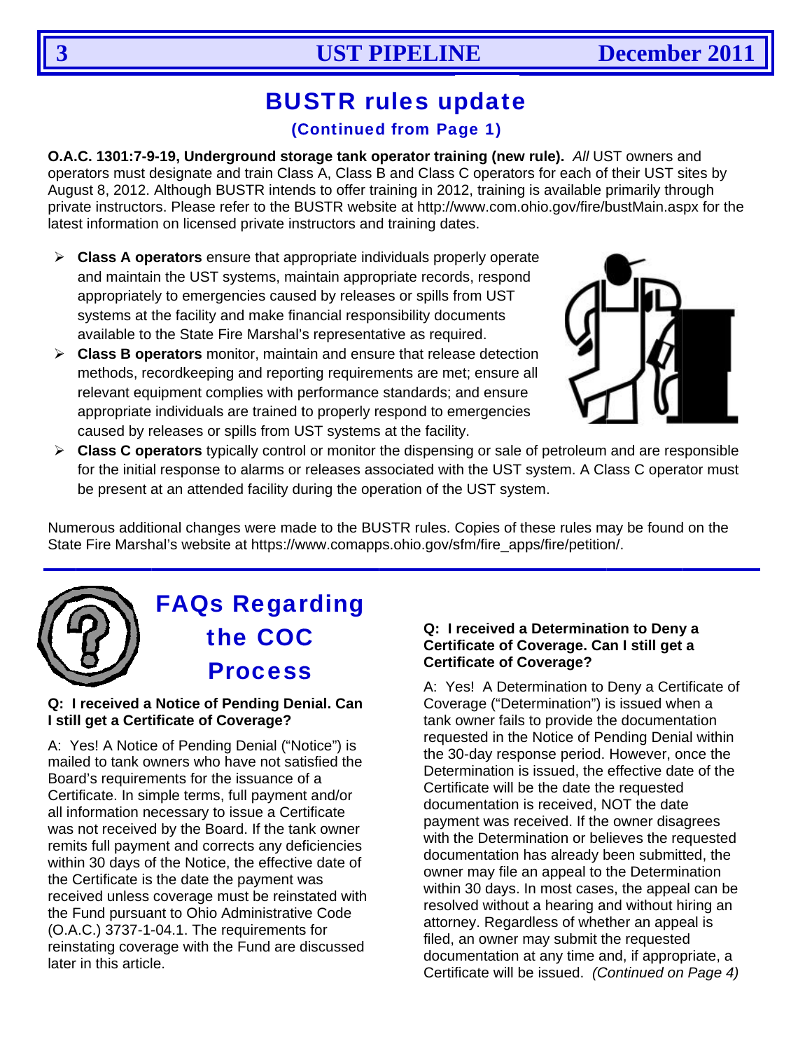# BUSTR rules update

**(Continued from Page 1)**

**O.A.C. 1301:7-9-19, Underground storage tank operator training (new rule).** *All* UST owners and operators must designate and train Class A, Class B and Class C operators for each of their UST sites by August 8, 2012. Although BUSTR intends to offer training in 2012, training is available primarily through private instructors. Please refer to the BUSTR website at http://www.com.ohio.gov/fire/bustMain.aspx for the latest information on licensed private instructors and training dates.

- **Class A operators** ensure that appropriate individuals properly operate and maintain the UST systems, maintain appropriate records, respond appropriately to emergencies caused by releases or spills from UST systems at the facility and make financial responsibility documents available to the State Fire Marshal's representative as required.
- **Class B operators** monitor, maintain and ensure that release detection methods, recordkeeping and reporting requirements are met; ensure all relevant equipment complies with performance standards; and ensure appropriate individuals are trained to properly respond to emergencies caused by releases or spills from UST systems at the facility.
- **Class C operators** typically control or monitor the dispensing or sale of petroleum and are responsible for the initial response to alarms or releases associated with the UST system. A Class C operator must be present at an attended facility during the operation of the UST system.

Numerous additional changes were made to the BUSTR rules. Copies of these rules may be found on the State Fire Marshal's website at https://www.comapps.ohio.gov/sfm/fire_apps/fire/petition/.

# FAQs Regarding the COC Process

**Q: I received a Notice of Pending Denial. Can I still get a Certificate of Coverage?**

A: Yes! A Notice of Pending Denial ("Notice") is mailed to tank owners who have not satisfied the Board's requirements for the issuance of a Certificate. In simple terms, full payment and/or all information necessary to issue a Certificate was not received by the Board. If the tank owner remits full payment and corrects any deficiencies within 30 days of the Notice, the effective date of the Certificate is the date the payment was received unless coverage must be reinstated with the Fund pursuant to Ohio Administrative Code (O.A.C.) 3737-1-04.1. The requirements for reinstating coverage with the Fund are discussed later in this article.

**Q: I received a Determination to Deny a Certificate of Coverage. Can I still get a Certificate of Coverage?**

A: Yes! A Determination to Deny a Certificate of Coverage ("Determination") is issued when a tank owner fails to provide the documentation requested in the Notice of Pending Denial within the 30-day response period. However, once the Determination is issued, the effective date of the Certificate will be the date the requested documentation is received, NOT the date payment was received. If the owner disagrees with the Determination or believes the requested documentation has already been submitted, the owner may file an appeal to the Determination within 30 days. In most cases, the appeal can be resolved without a hearing and without hiring an attorney. Regardless of whether an appeal is filed, an owner may submit the requested documentation at any time and, if appropriate, a Certificate will be issued. *(Continued on Page 4)*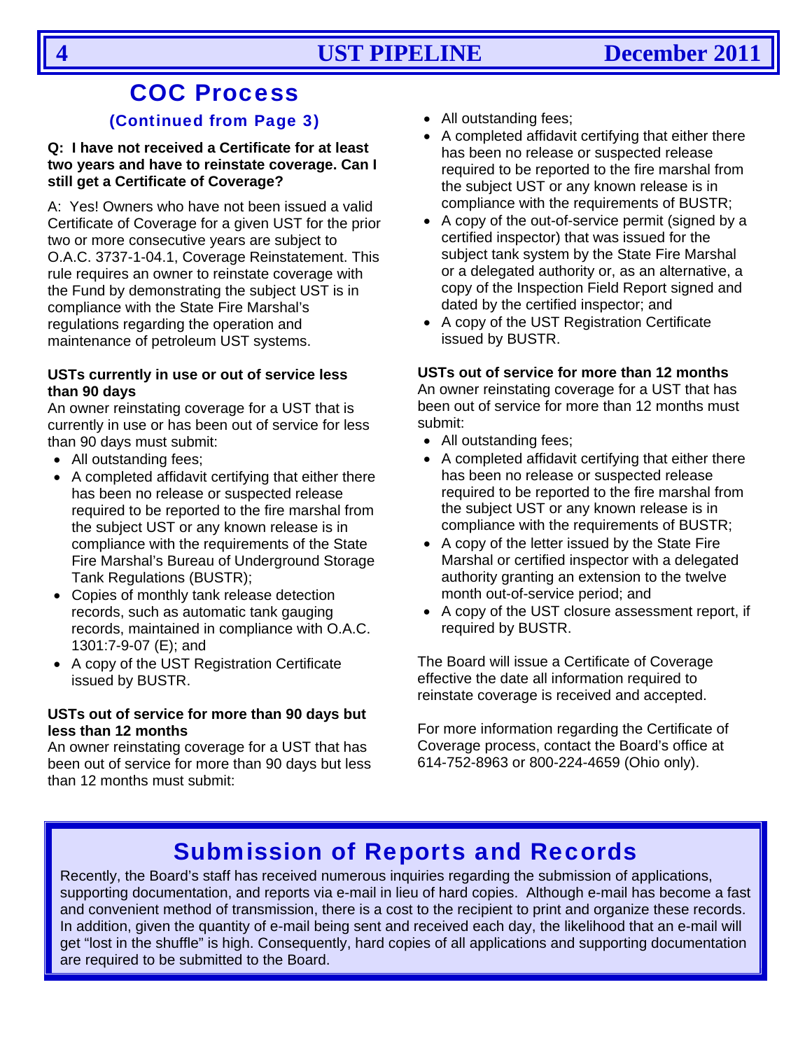## COC Process

**(Continued from Page 3)**

**Q: I have not received a Certificate for at least two years and have to reinstate coverage. Can I still get a Certificate of Coverage?**

A: Yes! Owners who have not been issued a valid Certificate of Coverage for a given UST for the prior two or more consecutive years are subject to O.A.C. 3737-1-04.1, Coverage Reinstatement. This rule requires an owner to reinstate coverage with the Fund by demonstrating the subject UST is in compliance with the State Fire Marshal's regulations regarding the operation and maintenance of petroleum UST systems.

**USTs currently in use or out of service less than 90 days**

An owner reinstating coverage for a UST that is currently in use or has been out of service for less than 90 days must submit:

- All outstanding fees;
- A completed affidavit certifying that either there has been no release or suspected release required to be reported to the fire marshal from the subject UST or any known release is in compliance with the requirements of the State Fire Marshal's Bureau of Underground Storage Tank Regulations (BUSTR);
- Copies of monthly tank release detection records, such as automatic tank gauging records, maintained in compliance with O.A.C. 1301:7-9-07 (E); and
- A copy of the UST Registration Certificate issued by BUSTR.

**USTs out of service for more than 90 days but less than 12 months**

An owner reinstating coverage for a UST that has been out of service for more than 90 days but less than 12 months must submit:

- All outstanding fees;
- A completed affidavit certifying that either there has been no release or suspected release required to be reported to the fire marshal from the subject UST or any known release is in compliance with the requirements of BUSTR;
- A copy of the out-of-service permit (signed by a certified inspector) that was issued for the subject tank system by the State Fire Marshal or a delegated authority or, as an alternative, a copy of the Inspection Field Report signed and dated by the certified inspector; and
- A copy of the UST Registration Certificate issued by BUSTR.

**USTs out of service for more than 12 months**

An owner reinstating coverage for a UST that has been out of service for more than 12 months must submit:

- All outstanding fees;
- A completed affidavit certifying that either there has been no release or suspected release required to be reported to the fire marshal from the subject UST or any known release is in compliance with the requirements of BUSTR;
- A copy of the letter issued by the State Fire Marshal or certified inspector with a delegated authority granting an extension to the twelve month out-of-service period; and
- A copy of the UST closure assessment report, if required by BUSTR.

The Board will issue a Certificate of Coverage effective the date all information required to reinstate coverage is received and accepted.

For more information regarding the Certificate of Coverage process, contact the Board's office at 614-752-8963 or 800-224-4659 (Ohio only).

## Submission of Reports and Records

Recently, the Board's staff has received numerous inquiries regarding the submission of applications, supporting documentation, and reports via e-mail in lieu of hard copies. Although e-mail has become a fast and convenient method of transmission, there is a cost to the recipient to print and organize these records. In addition, given the quantity of e-mail being sent and received each day, the likelihood that an e-mail will get "lost in the shuffle" is high. Consequently, hard copies of all applications and supporting documentation are required to be submitted to the Board.